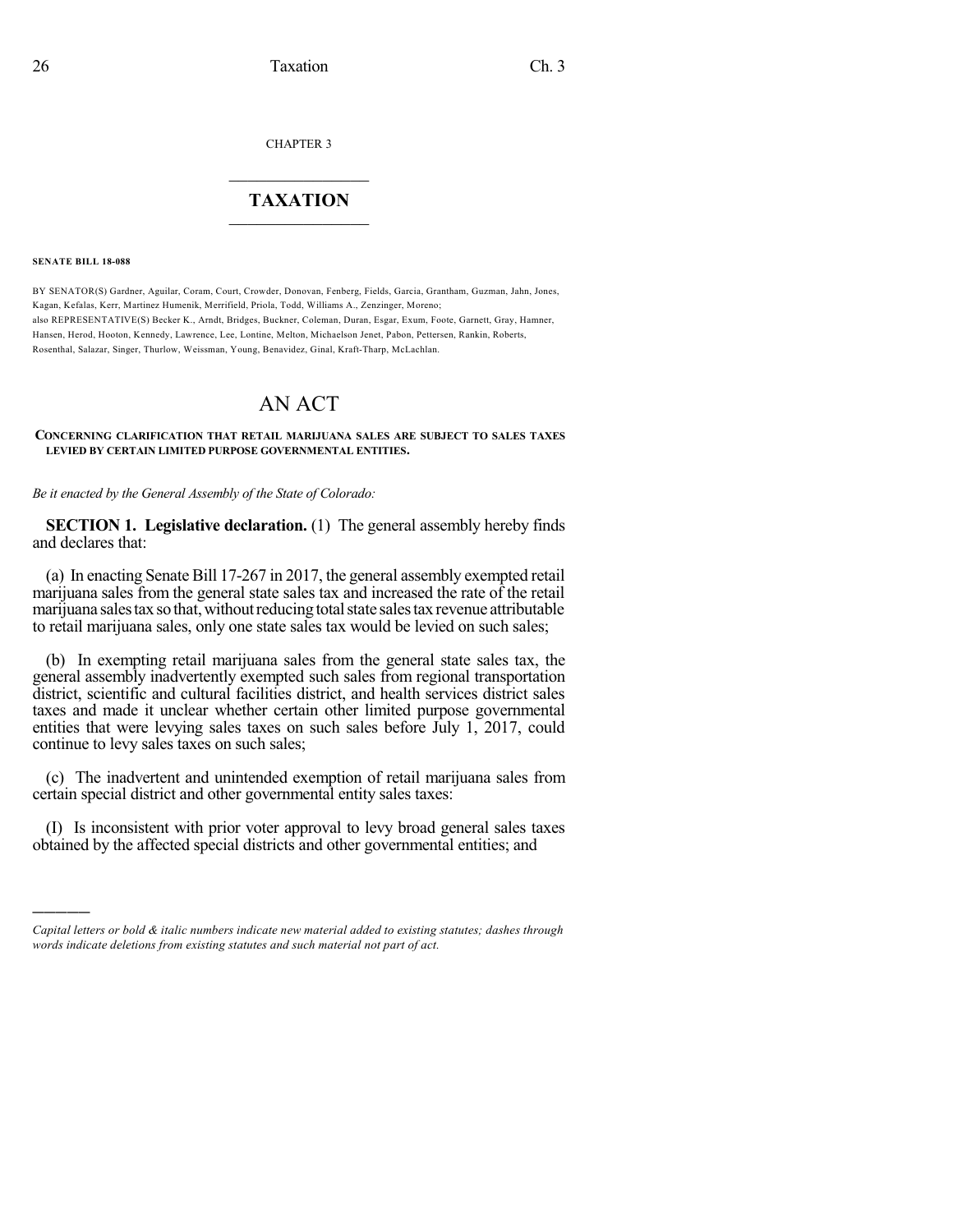CHAPTER 3

# TAXATION

**SENATE BILL 18-088**

BY SENATOR(S) Gardner, Aguilar, Coram, Court, Crowder, Donovan, Fenberg, Fields, Garcia, Grantham, Guzman, Jahn, Jones, Kagan, Kefalas, Kerr, Martinez Humenik, Merrifield, Priola, Todd, Williams A., Zenzinger, Moreno;
also REPRESENTATIVE(S) Becker K., Arndt, Bridges, Buckner, Coleman, Duran, Esgar, Exum, Foote, Garnett, Gray, Hamner, Hansen, Herod, Hooton, Kennedy, Lawrence, Lee, Lontine, Melton, Michaelson Jenet, Pabon, Pettersen, Rankin, Roberts, Rosenthal, Salazar, Singer, Thurlow, Weissman, Young, Benavidez, Ginal, Kraft-Tharp, McLachlan.

# AN ACT

**CONCERNING CLARIFICATION THAT RETAIL MARIJUANA SALES ARE SUBJECT TO SALES TAXES LEVIED BY CERTAIN LIMITED PURPOSE GOVERNMENTAL ENTITIES.**

*Be it enacted by the General Assembly of the State of Colorado:*

**SECTION 1. Legislative declaration.** (1) The general assembly hereby finds and declares that:

(a) In enacting Senate Bill 17-267 in 2017, the general assembly exempted retail marijuana sales from the general state sales tax and increased the rate of the retail marijuana sales tax so that, without reducing total state sales tax revenue attributable to retail marijuana sales, only one state sales tax would be levied on such sales;

(b) In exempting retail marijuana sales from the general state sales tax, the general assembly inadvertently exempted such sales from regional transportation district, scientific and cultural facilities district, and health services district sales taxes and made it unclear whether certain other limited purpose governmental entities that were levying sales taxes on such sales before July 1, 2017, could continue to levy sales taxes on such sales;

(c) The inadvertent and unintended exemption of retail marijuana sales from certain special district and other governmental entity sales taxes:

(I) Is inconsistent with prior voter approval to levy broad general sales taxes obtained by the affected special districts and other governmental entities; and

---

*Capital letters or bold & italic numbers indicate new material added to existing statutes; dashes through words indicate deletions from existing statutes and such material not part of act.*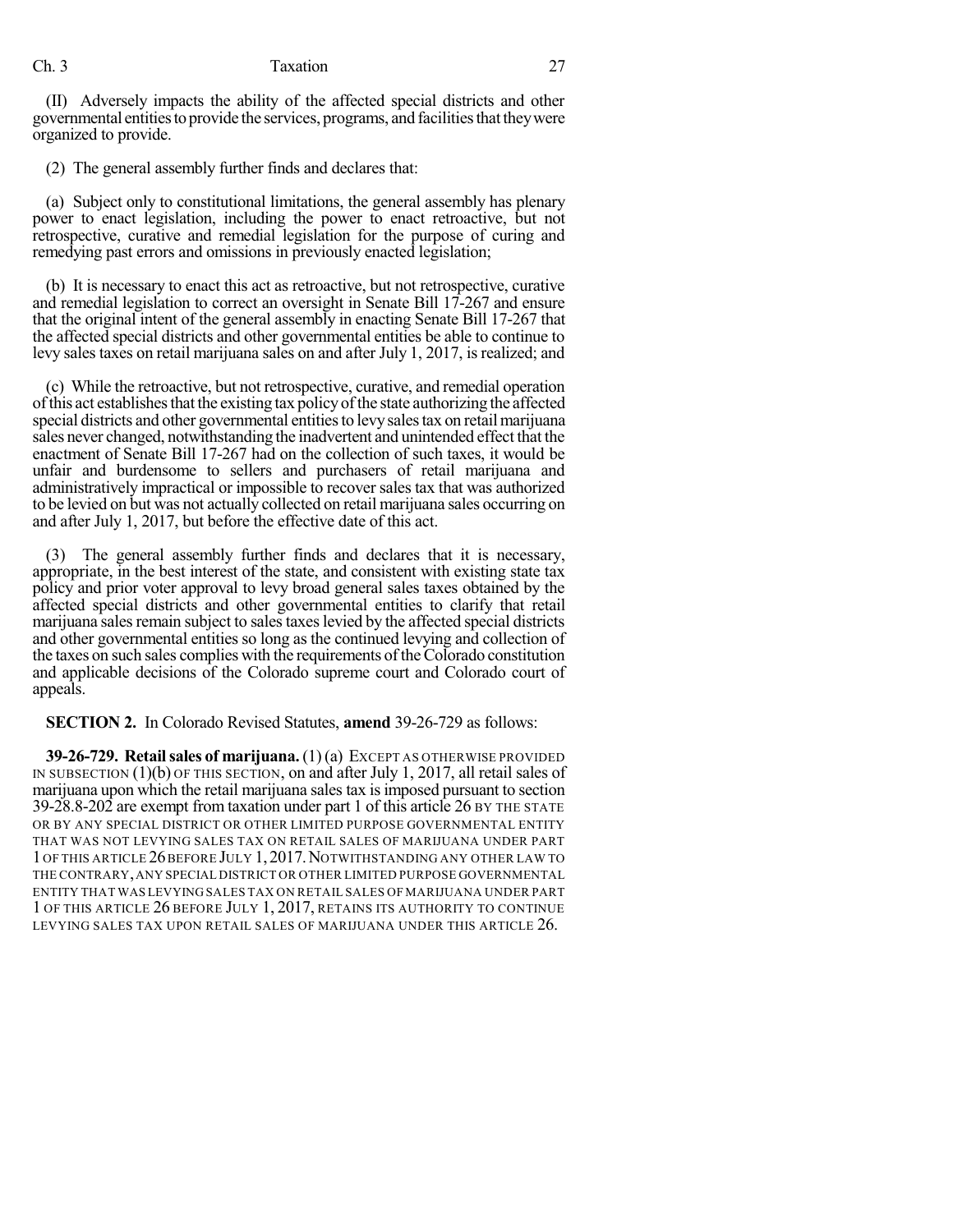(II) Adversely impacts the ability of the affected special districts and other governmental entities to provide the services, programs, and facilities that they were organized to provide.

(2) The general assembly further finds and declares that:

(a) Subject only to constitutional limitations, the general assembly has plenary power to enact legislation, including the power to enact retroactive, but not retrospective, curative and remedial legislation for the purpose of curing and remedying past errors and omissions in previously enacted legislation;

(b) It is necessary to enact this act as retroactive, but not retrospective, curative and remedial legislation to correct an oversight in Senate Bill 17-267 and ensure that the original intent of the general assembly in enacting Senate Bill 17-267 that the affected special districts and other governmental entities be able to continue to levy sales taxes on retail marijuana sales on and after July 1, 2017, is realized; and

(c) While the retroactive, but not retrospective, curative, and remedial operation of this act establishes that the existing tax policy of the state authorizing the affected special districts and other governmental entities to levy sales tax on retail marijuana sales never changed, notwithstanding the inadvertent and unintended effect that the enactment of Senate Bill 17-267 had on the collection of such taxes, it would be unfair and burdensome to sellers and purchasers of retail marijuana and administratively impractical or impossible to recover sales tax that was authorized to be levied on but was not actually collected on retail marijuana sales occurring on and after July 1, 2017, but before the effective date of this act.

(3) The general assembly further finds and declares that it is necessary, appropriate, in the best interest of the state, and consistent with existing state tax policy and prior voter approval to levy broad general sales taxes obtained by the affected special districts and other governmental entities to clarify that retail marijuana sales remain subject to sales taxes levied by the affected special districts and other governmental entities so long as the continued levying and collection of the taxes on such sales complies with the requirements of the Colorado constitution and applicable decisions of the Colorado supreme court and Colorado court of appeals.

**SECTION 2.** In Colorado Revised Statutes, **amend** 39-26-729 as follows:

**39-26-729. Retail sales of marijuana.** (1) (a) EXCEPT AS OTHERWISE PROVIDED IN SUBSECTION (1)(b) OF THIS SECTION, on and after July 1, 2017, all retail sales of marijuana upon which the retail marijuana sales tax is imposed pursuant to section 39-28.8-202 are exempt from taxation under part 1 of this article 26 BY THE STATE OR BY ANY SPECIAL DISTRICT OR OTHER LIMITED PURPOSE GOVERNMENTAL ENTITY THAT WAS NOT LEVYING SALES TAX ON RETAIL SALES OF MARIJUANA UNDER PART 1 OF THIS ARTICLE 26 BEFORE JULY 1, 2017. NOTWITHSTANDING ANY OTHER LAW TO THE CONTRARY, ANY SPECIAL DISTRICT OR OTHER LIMITED PURPOSE GOVERNMENTAL ENTITY THAT WAS LEVYING SALES TAX ON RETAIL SALES OF MARIJUANA UNDER PART 1 OF THIS ARTICLE 26 BEFORE JULY 1, 2017, RETAINS ITS AUTHORITY TO CONTINUE LEVYING SALES TAX UPON RETAIL SALES OF MARIJUANA UNDER THIS ARTICLE 26.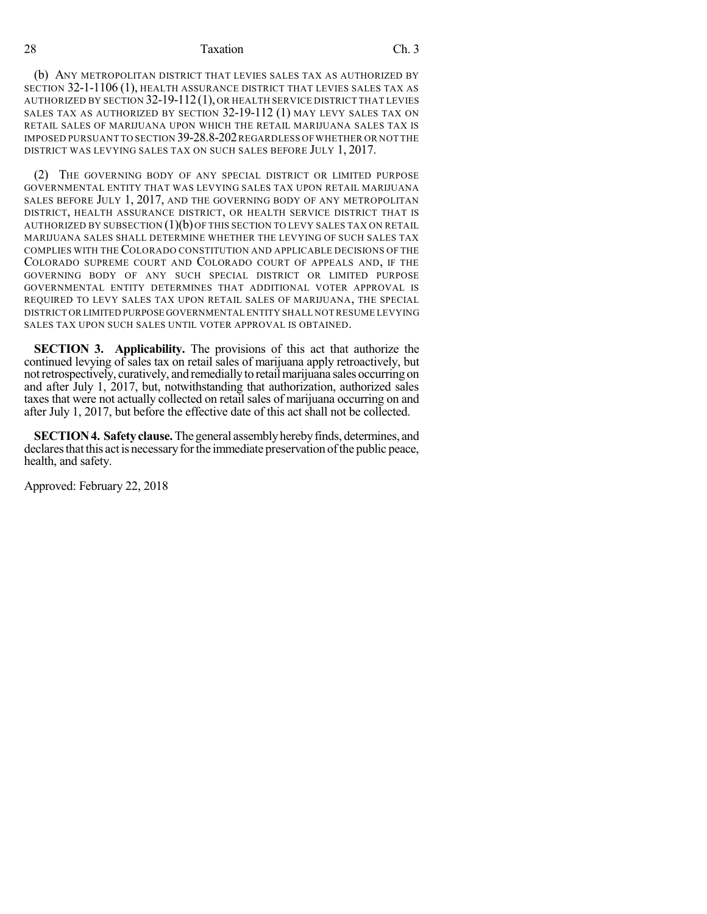(b) ANY METROPOLITAN DISTRICT THAT LEVIES SALES TAX AS AUTHORIZED BY SECTION 32-1-1106 (1), HEALTH ASSURANCE DISTRICT THAT LEVIES SALES TAX AS AUTHORIZED BY SECTION 32-19-112 (1), OR HEALTH SERVICE DISTRICT THAT LEVIES SALES TAX AS AUTHORIZED BY SECTION 32-19-112 (1) MAY LEVY SALES TAX ON RETAIL SALES OF MARIJUANA UPON WHICH THE RETAIL MARIJUANA SALES TAX IS IMPOSED PURSUANT TO SECTION 39-28.8-202 REGARDLESS OF WHETHER OR NOT THE DISTRICT WAS LEVYING SALES TAX ON SUCH SALES BEFORE JULY 1, 2017.

(2) THE GOVERNING BODY OF ANY SPECIAL DISTRICT OR LIMITED PURPOSE GOVERNMENTAL ENTITY THAT WAS LEVYING SALES TAX UPON RETAIL MARIJUANA SALES BEFORE JULY 1, 2017, AND THE GOVERNING BODY OF ANY METROPOLITAN DISTRICT, HEALTH ASSURANCE DISTRICT, OR HEALTH SERVICE DISTRICT THAT IS AUTHORIZED BY SUBSECTION (1)(b) OF THIS SECTION TO LEVY SALES TAX ON RETAIL MARIJUANA SALES SHALL DETERMINE WHETHER THE LEVYING OF SUCH SALES TAX COMPLIES WITH THE COLORADO CONSTITUTION AND APPLICABLE DECISIONS OF THE COLORADO SUPREME COURT AND COLORADO COURT OF APPEALS AND, IF THE GOVERNING BODY OF ANY SUCH SPECIAL DISTRICT OR LIMITED PURPOSE GOVERNMENTAL ENTITY DETERMINES THAT ADDITIONAL VOTER APPROVAL IS REQUIRED TO LEVY SALES TAX UPON RETAIL SALES OF MARIJUANA, THE SPECIAL DISTRICT OR LIMITED PURPOSE GOVERNMENTAL ENTITY SHALL NOT RESUME LEVYING SALES TAX UPON SUCH SALES UNTIL VOTER APPROVAL IS OBTAINED.

**SECTION 3. Applicability.** The provisions of this act that authorize the continued levying of sales tax on retail sales of marijuana apply retroactively, but not retrospectively, curatively, and remedially to retail marijuana sales occurring on and after July 1, 2017, but, notwithstanding that authorization, authorized sales taxes that were not actually collected on retail sales of marijuana occurring on and after July 1, 2017, but before the effective date of this act shall not be collected.

**SECTION 4. Safety clause.** The general assembly hereby finds, determines, and declares that this act is necessary for the immediate preservation of the public peace, health, and safety.

Approved: February 22, 2018